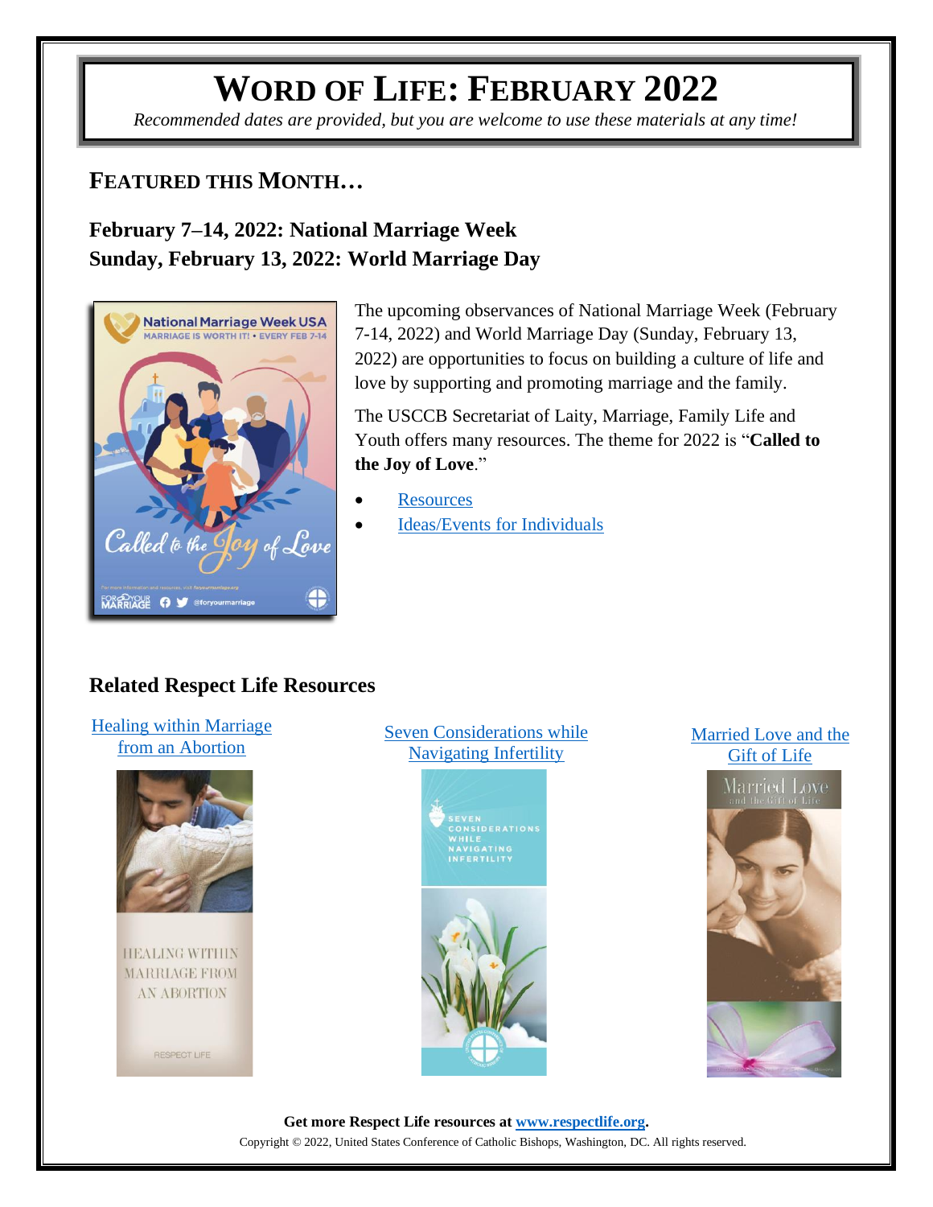# WORD OF LIFE: FEBRUARY 2022

*Recommended dates are provided, but you are welcome to use these materials at any time!*

## FEATURED THIS MONTH…

### February 7–14, 2022: National Marriage Week
### Sunday, February 13, 2022: World Marriage Day

The upcoming observances of National Marriage Week (February 7-14, 2022) and World Marriage Day (Sunday, February 13, 2022) are opportunities to focus on building a culture of life and love by supporting and promoting marriage and the family.

The USCCB Secretariat of Laity, Marriage, Family Life and Youth offers many resources. The theme for 2022 is "**Called to the Joy of Love**."

- Resources
- Ideas/Events for Individuals

## Related Respect Life Resources

Healing within Marriage from an Abortion

Seven Considerations while Navigating Infertility

Married Love and the Gift of Life

**Get more Respect Life resources at www.respectlife.org.**

Copyright © 2022, United States Conference of Catholic Bishops, Washington, DC. All rights reserved.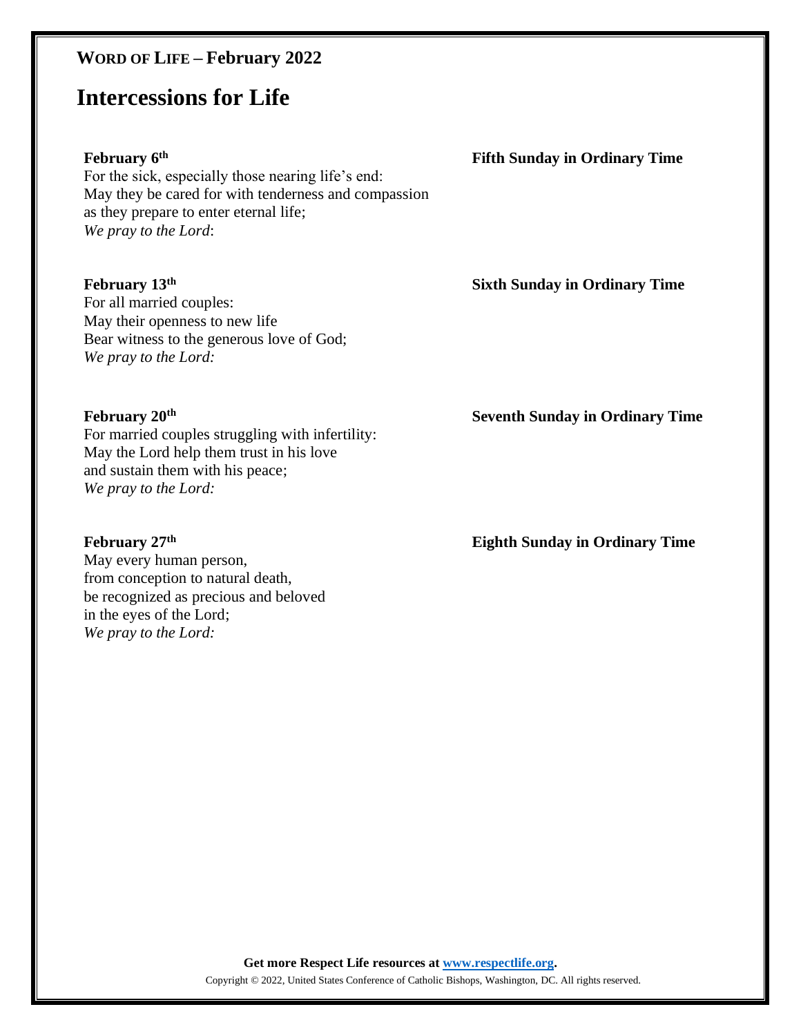**WORD OF LIFE – February 2022**

# Intercessions for Life

**February 6th** **Fifth Sunday in Ordinary Time**

For the sick, especially those nearing life's end:
May they be cared for with tenderness and compassion
as they prepare to enter eternal life;
*We pray to the Lord*:

**February 13th** **Sixth Sunday in Ordinary Time**

For all married couples:
May their openness to new life
Bear witness to the generous love of God;
*We pray to the Lord:*

**February 20th** **Seventh Sunday in Ordinary Time**

For married couples struggling with infertility:
May the Lord help them trust in his love
and sustain them with his peace;
*We pray to the Lord:*

**February 27th** **Eighth Sunday in Ordinary Time**

May every human person,
from conception to natural death,
be recognized as precious and beloved
in the eyes of the Lord;
*We pray to the Lord:*

**Get more Respect Life resources at www.respectlife.org.**

Copyright © 2022, United States Conference of Catholic Bishops, Washington, DC. All rights reserved.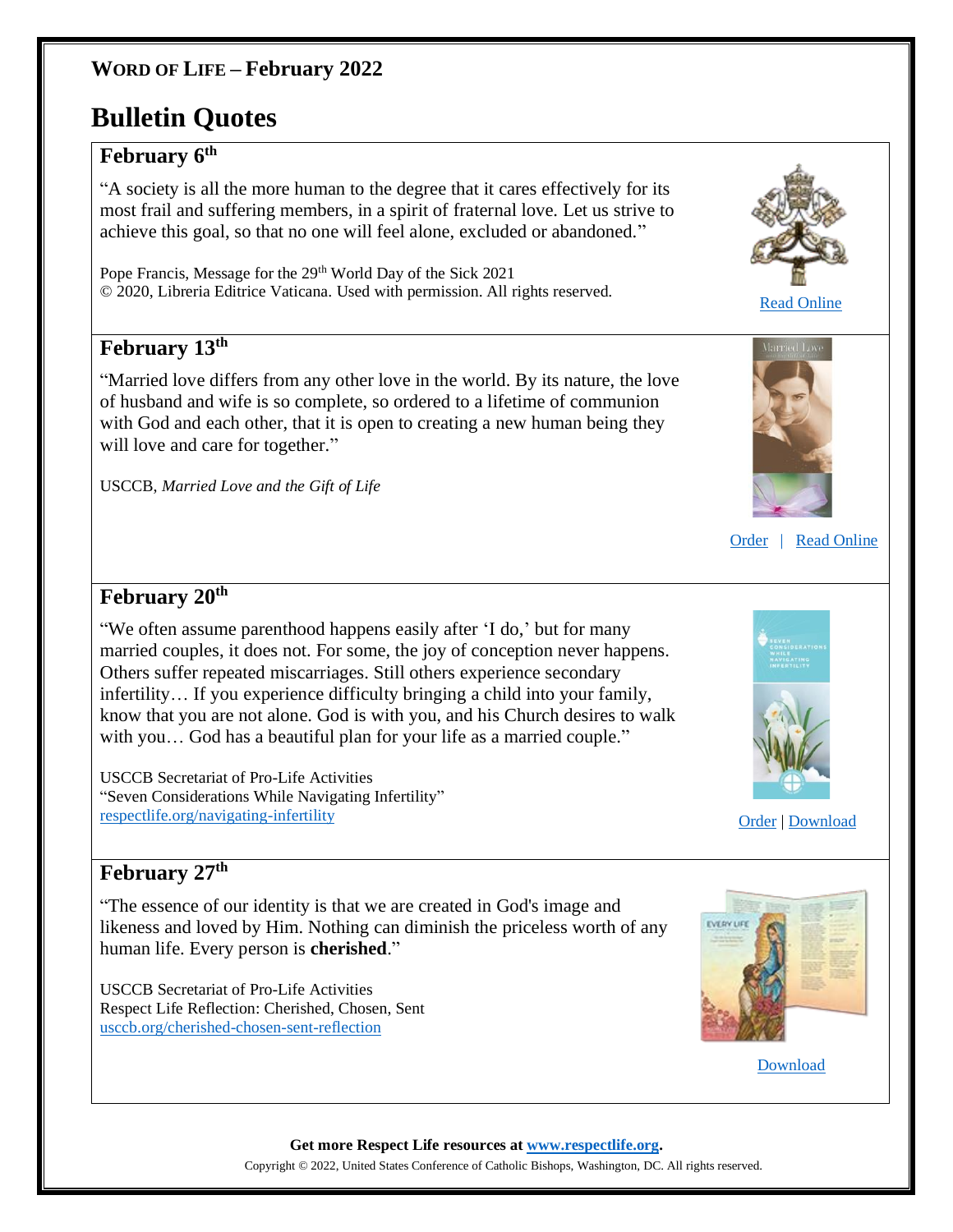**WORD OF LIFE – February 2022**

# Bulletin Quotes

## February 6th

"A society is all the more human to the degree that it cares effectively for its most frail and suffering members, in a spirit of fraternal love. Let us strive to achieve this goal, so that no one will feel alone, excluded or abandoned."

Pope Francis, Message for the 29th World Day of the Sick 2021
© 2020, Libreria Editrice Vaticana. Used with permission. All rights reserved.

Read Online

## February 13th

"Married love differs from any other love in the world. By its nature, the love of husband and wife is so complete, so ordered to a lifetime of communion with God and each other, that it is open to creating a new human being they will love and care for together."

USCCB, *Married Love and the Gift of Life*

Order | Read Online

## February 20th

"We often assume parenthood happens easily after 'I do,' but for many married couples, it does not. For some, the joy of conception never happens. Others suffer repeated miscarriages. Still others experience secondary infertility… If you experience difficulty bringing a child into your family, know that you are not alone. God is with you, and his Church desires to walk with you… God has a beautiful plan for your life as a married couple."

USCCB Secretariat of Pro-Life Activities
"Seven Considerations While Navigating Infertility"
respectlife.org/navigating-infertility

Order | Download

## February 27th

"The essence of our identity is that we are created in God's image and likeness and loved by Him. Nothing can diminish the priceless worth of any human life. Every person is **cherished**."

USCCB Secretariat of Pro-Life Activities
Respect Life Reflection: Cherished, Chosen, Sent
usccb.org/cherished-chosen-sent-reflection

Download

**Get more Respect Life resources at www.respectlife.org.**

Copyright © 2022, United States Conference of Catholic Bishops, Washington, DC. All rights reserved.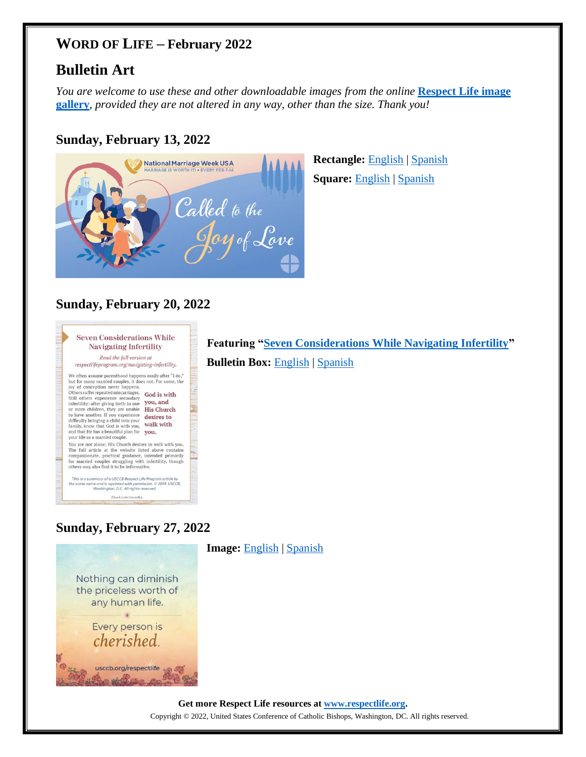## WORD OF LIFE – February 2022

# Bulletin Art

*You are welcome to use these and other downloadable images from the online* ***Respect Life image gallery****, provided they are not altered in any way, other than the size. Thank you!*

### Sunday, February 13, 2022

**Rectangle:** English | Spanish

**Square:** English | Spanish

### Sunday, February 20, 2022

**Featuring "Seven Considerations While Navigating Infertility"**

**Bulletin Box:** English | Spanish

### Sunday, February 27, 2022

**Image:** English | Spanish

**Get more Respect Life resources at www.respectlife.org.**

Copyright © 2022, United States Conference of Catholic Bishops, Washington, DC. All rights reserved.